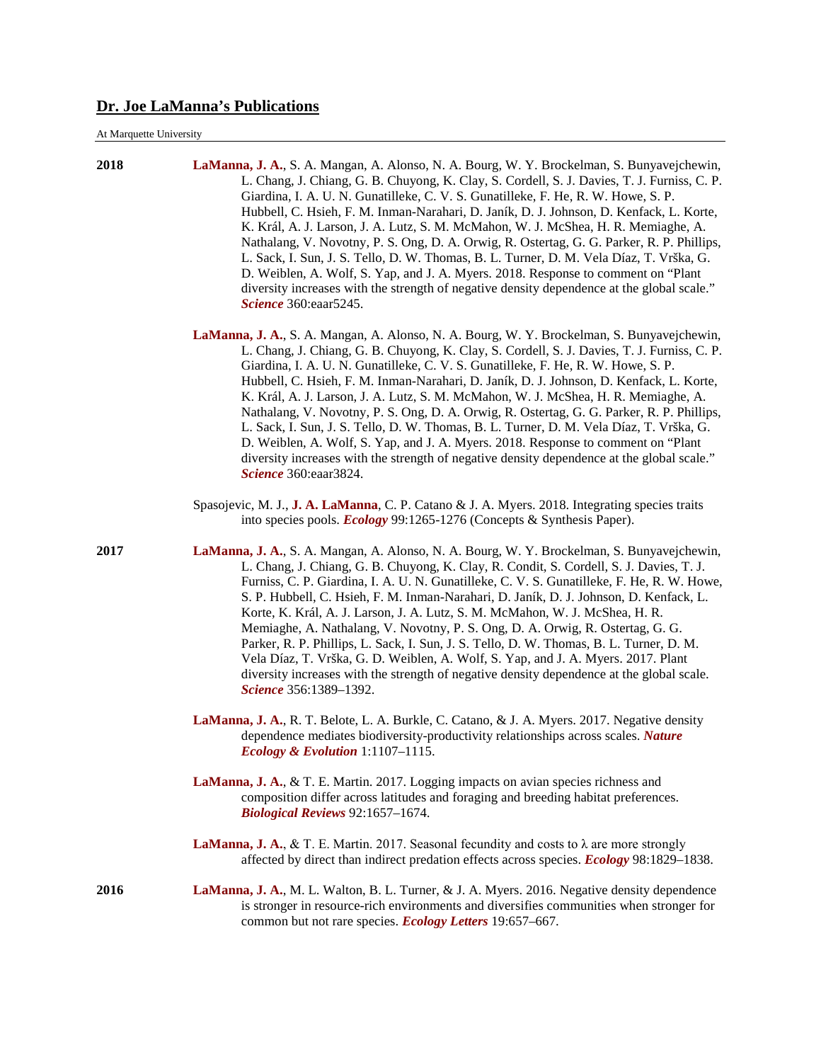## Dr. Joe LaManna's Publications

At Marquette University

**2018**

**LaManna, J. A.**, S. A. Mangan, A. Alonso, N. A. Bourg, W. Y. Brockelman, S. Bunyavejchewin, L. Chang, J. Chiang, G. B. Chuyong, K. Clay, S. Cordell, S. J. Davies, T. J. Furniss, C. P. Giardina, I. A. U. N. Gunatilleke, C. V. S. Gunatilleke, F. He, R. W. Howe, S. P. Hubbell, C. Hsieh, F. M. Inman-Narahari, D. Janík, D. J. Johnson, D. Kenfack, L. Korte, K. Král, A. J. Larson, J. A. Lutz, S. M. McMahon, W. J. McShea, H. R. Memiaghe, A. Nathalang, V. Novotny, P. S. Ong, D. A. Orwig, R. Ostertag, G. G. Parker, R. P. Phillips, L. Sack, I. Sun, J. S. Tello, D. W. Thomas, B. L. Turner, D. M. Vela Díaz, T. Vrška, G. D. Weiblen, A. Wolf, S. Yap, and J. A. Myers. 2018. Response to comment on "Plant diversity increases with the strength of negative density dependence at the global scale." ***Science*** 360:eaar5245.

**LaManna, J. A.**, S. A. Mangan, A. Alonso, N. A. Bourg, W. Y. Brockelman, S. Bunyavejchewin, L. Chang, J. Chiang, G. B. Chuyong, K. Clay, S. Cordell, S. J. Davies, T. J. Furniss, C. P. Giardina, I. A. U. N. Gunatilleke, C. V. S. Gunatilleke, F. He, R. W. Howe, S. P. Hubbell, C. Hsieh, F. M. Inman-Narahari, D. Janík, D. J. Johnson, D. Kenfack, L. Korte, K. Král, A. J. Larson, J. A. Lutz, S. M. McMahon, W. J. McShea, H. R. Memiaghe, A. Nathalang, V. Novotny, P. S. Ong, D. A. Orwig, R. Ostertag, G. G. Parker, R. P. Phillips, L. Sack, I. Sun, J. S. Tello, D. W. Thomas, B. L. Turner, D. M. Vela Díaz, T. Vrška, G. D. Weiblen, A. Wolf, S. Yap, and J. A. Myers. 2018. Response to comment on "Plant diversity increases with the strength of negative density dependence at the global scale." ***Science*** 360:eaar3824.

Spasojevic, M. J., **J. A. LaManna**, C. P. Catano & J. A. Myers. 2018. Integrating species traits into species pools. ***Ecology*** 99:1265-1276 (Concepts & Synthesis Paper).

**2017**

**LaManna, J. A.**, S. A. Mangan, A. Alonso, N. A. Bourg, W. Y. Brockelman, S. Bunyavejchewin, L. Chang, J. Chiang, G. B. Chuyong, K. Clay, R. Condit, S. Cordell, S. J. Davies, T. J. Furniss, C. P. Giardina, I. A. U. N. Gunatilleke, C. V. S. Gunatilleke, F. He, R. W. Howe, S. P. Hubbell, C. Hsieh, F. M. Inman-Narahari, D. Janík, D. J. Johnson, D. Kenfack, L. Korte, K. Král, A. J. Larson, J. A. Lutz, S. M. McMahon, W. J. McShea, H. R. Memiaghe, A. Nathalang, V. Novotny, P. S. Ong, D. A. Orwig, R. Ostertag, G. G. Parker, R. P. Phillips, L. Sack, I. Sun, J. S. Tello, D. W. Thomas, B. L. Turner, D. M. Vela Díaz, T. Vrška, G. D. Weiblen, A. Wolf, S. Yap, and J. A. Myers. 2017. Plant diversity increases with the strength of negative density dependence at the global scale. ***Science*** 356:1389–1392.

**LaManna, J. A.**, R. T. Belote, L. A. Burkle, C. Catano, & J. A. Myers. 2017. Negative density dependence mediates biodiversity-productivity relationships across scales. ***Nature Ecology & Evolution*** 1:1107–1115.

**LaManna, J. A.**, & T. E. Martin. 2017. Logging impacts on avian species richness and composition differ across latitudes and foraging and breeding habitat preferences. ***Biological Reviews*** 92:1657–1674.

**LaManna, J. A.**, & T. E. Martin. 2017. Seasonal fecundity and costs to $\lambda$ are more strongly affected by direct than indirect predation effects across species. ***Ecology*** 98:1829–1838.

**2016**

**LaManna, J. A.**, M. L. Walton, B. L. Turner, & J. A. Myers. 2016. Negative density dependence is stronger in resource-rich environments and diversifies communities when stronger for common but not rare species. ***Ecology Letters*** 19:657–667.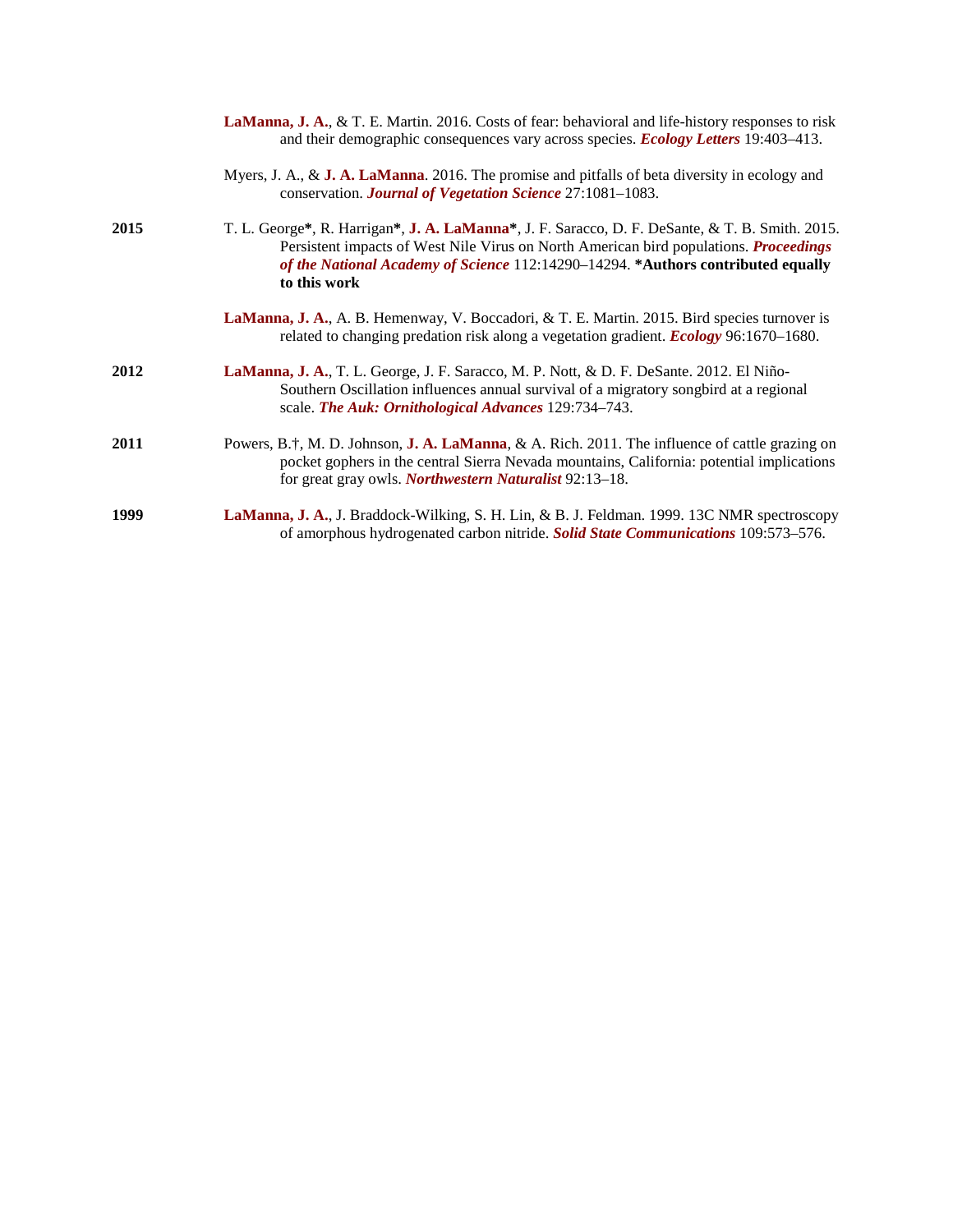**LaManna, J. A.**, & T. E. Martin. 2016. Costs of fear: behavioral and life-history responses to risk and their demographic consequences vary across species. ***Ecology Letters*** 19:403–413.

Myers, J. A., & **J. A. LaManna**. 2016. The promise and pitfalls of beta diversity in ecology and conservation. ***Journal of Vegetation Science*** 27:1081–1083.

**2015**

T. L. George**\***, R. Harrigan**\***, **J. A. LaManna\***, J. F. Saracco, D. F. DeSante, & T. B. Smith. 2015. Persistent impacts of West Nile Virus on North American bird populations. ***Proceedings of the National Academy of Science*** 112:14290–14294. **\*Authors contributed equally to this work**

**LaManna, J. A.**, A. B. Hemenway, V. Boccadori, & T. E. Martin. 2015. Bird species turnover is related to changing predation risk along a vegetation gradient. ***Ecology*** 96:1670–1680.

**2012**

**LaManna, J. A.**, T. L. George, J. F. Saracco, M. P. Nott, & D. F. DeSante. 2012. El Niño-Southern Oscillation influences annual survival of a migratory songbird at a regional scale. ***The Auk: Ornithological Advances*** 129:734–743.

**2011**

Powers, B.†, M. D. Johnson, **J. A. LaManna**, & A. Rich. 2011. The influence of cattle grazing on pocket gophers in the central Sierra Nevada mountains, California: potential implications for great gray owls. ***Northwestern Naturalist*** 92:13–18.

**1999**

**LaManna, J. A.**, J. Braddock-Wilking, S. H. Lin, & B. J. Feldman. 1999. 13C NMR spectroscopy of amorphous hydrogenated carbon nitride. ***Solid State Communications*** 109:573–576.